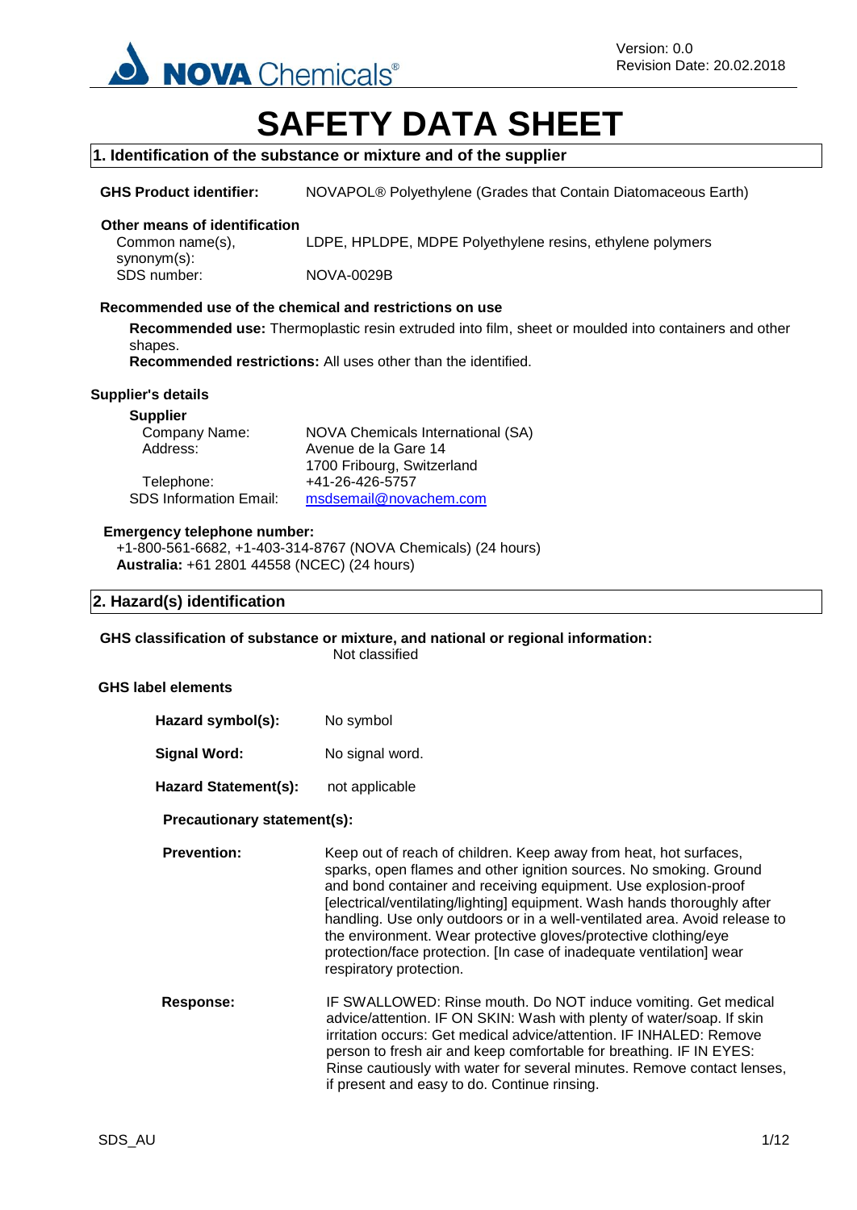Version: 0.0
Revision Date: 20.02.2018

# SAFETY DATA SHEET

## 1. Identification of the substance or mixture and of the supplier

**GHS Product identifier:** NOVAPOL® Polyethylene (Grades that Contain Diatomaceous Earth)

**Other means of identification**

Common name(s), synonym(s): LDPE, HPLDPE, MDPE Polyethylene resins, ethylene polymers

SDS number: NOVA-0029B

**Recommended use of the chemical and restrictions on use**

**Recommended use:** Thermoplastic resin extruded into film, sheet or moulded into containers and other shapes.

**Recommended restrictions:** All uses other than the identified.

**Supplier's details**

**Supplier**

Company Name: NOVA Chemicals International (SA)

Address: Avenue de la Gare 14
1700 Fribourg, Switzerland

Telephone: +41-26-426-5757

SDS Information Email: msdsemail@novachem.com

**Emergency telephone number:**

+1-800-561-6682, +1-403-314-8767 (NOVA Chemicals) (24 hours)

**Australia:** +61 2801 44558 (NCEC) (24 hours)

## 2. Hazard(s) identification

**GHS classification of substance or mixture, and national or regional information:**

Not classified

**GHS label elements**

**Hazard symbol(s):** No symbol

**Signal Word:** No signal word.

**Hazard Statement(s):** not applicable

**Precautionary statement(s):**

**Prevention:** Keep out of reach of children. Keep away from heat, hot surfaces, sparks, open flames and other ignition sources. No smoking. Ground and bond container and receiving equipment. Use explosion-proof [electrical/ventilating/lighting] equipment. Wash hands thoroughly after handling. Use only outdoors or in a well-ventilated area. Avoid release to the environment. Wear protective gloves/protective clothing/eye protection/face protection. [In case of inadequate ventilation] wear respiratory protection.

**Response:** IF SWALLOWED: Rinse mouth. Do NOT induce vomiting. Get medical advice/attention. IF ON SKIN: Wash with plenty of water/soap. If skin irritation occurs: Get medical advice/attention. IF INHALED: Remove person to fresh air and keep comfortable for breathing. IF IN EYES: Rinse cautiously with water for several minutes. Remove contact lenses, if present and easy to do. Continue rinsing.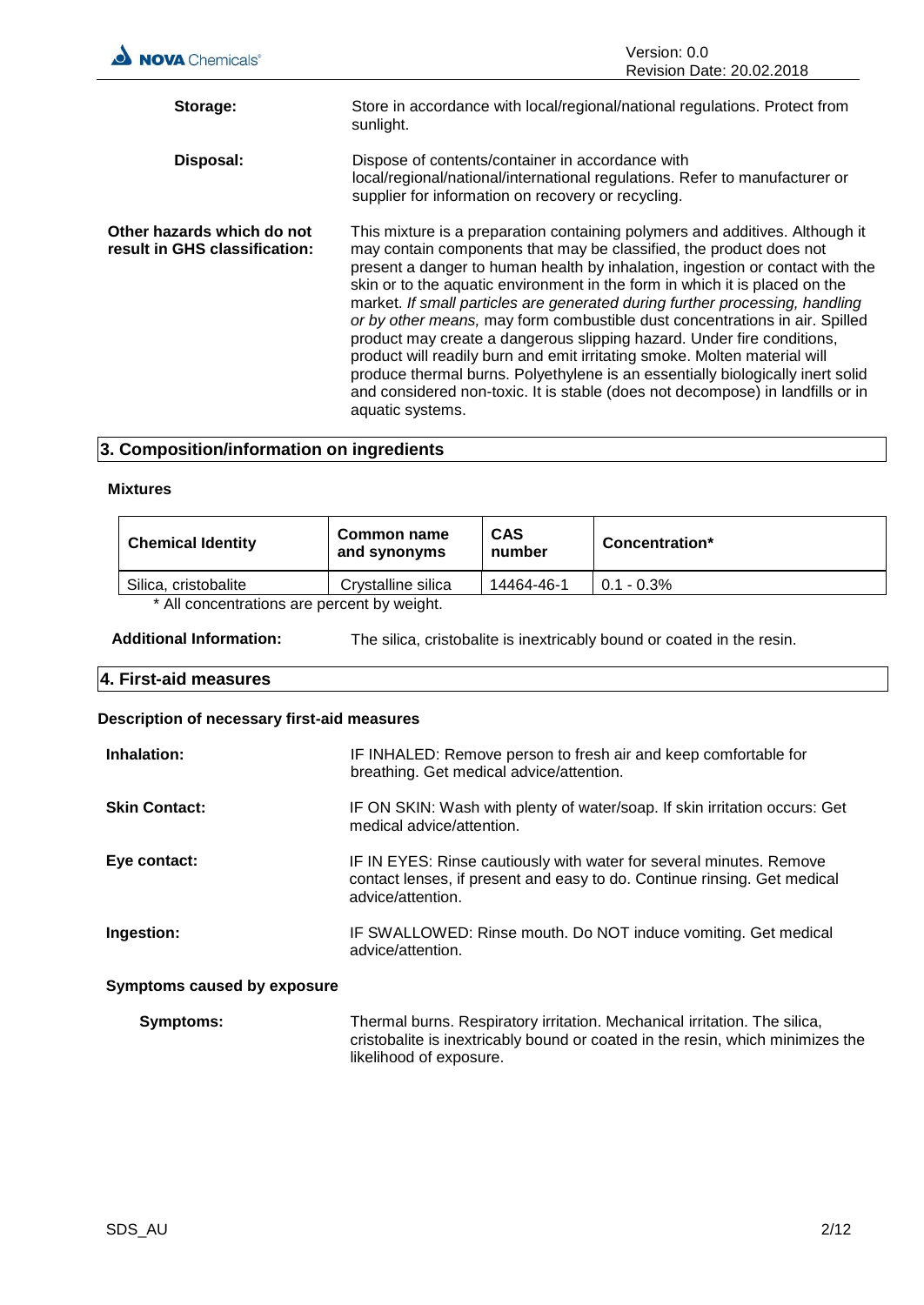**Storage:** Store in accordance with local/regional/national regulations. Protect from sunlight.

**Disposal:** Dispose of contents/container in accordance with local/regional/national/international regulations. Refer to manufacturer or supplier for information on recovery or recycling.

**Other hazards which do not result in GHS classification:** This mixture is a preparation containing polymers and additives. Although it may contain components that may be classified, the product does not present a danger to human health by inhalation, ingestion or contact with the skin or to the aquatic environment in the form in which it is placed on the market. *If small particles are generated during further processing, handling or by other means,* may form combustible dust concentrations in air. Spilled product may create a dangerous slipping hazard. Under fire conditions, product will readily burn and emit irritating smoke. Molten material will produce thermal burns. Polyethylene is an essentially biologically inert solid and considered non-toxic. It is stable (does not decompose) in landfills or in aquatic systems.

## 3. Composition/information on ingredients

**Mixtures**

| Chemical Identity | Common name and synonyms | CAS number | Concentration* |
|---|---|---|---|
| Silica, cristobalite | Crystalline silica | 14464-46-1 | 0.1 - 0.3% |

\* All concentrations are percent by weight.

**Additional Information:** The silica, cristobalite is inextricably bound or coated in the resin.

## 4. First-aid measures

**Description of necessary first-aid measures**

**Inhalation:** IF INHALED: Remove person to fresh air and keep comfortable for breathing. Get medical advice/attention.

**Skin Contact:** IF ON SKIN: Wash with plenty of water/soap. If skin irritation occurs: Get medical advice/attention.

**Eye contact:** IF IN EYES: Rinse cautiously with water for several minutes. Remove contact lenses, if present and easy to do. Continue rinsing. Get medical advice/attention.

**Ingestion:** IF SWALLOWED: Rinse mouth. Do NOT induce vomiting. Get medical advice/attention.

**Symptoms caused by exposure**

**Symptoms:** Thermal burns. Respiratory irritation. Mechanical irritation. The silica, cristobalite is inextricably bound or coated in the resin, which minimizes the likelihood of exposure.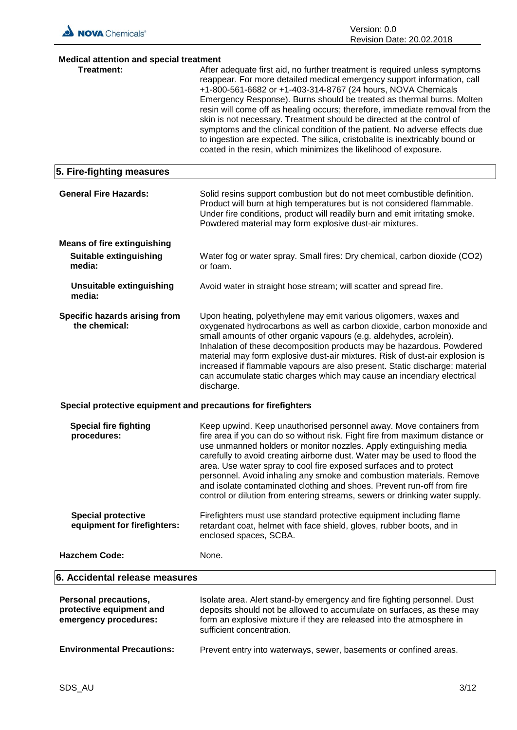**Medical attention and special treatment**

**Treatment:** After adequate first aid, no further treatment is required unless symptoms reappear. For more detailed medical emergency support information, call +1-800-561-6682 or +1-403-314-8767 (24 hours, NOVA Chemicals Emergency Response). Burns should be treated as thermal burns. Molten resin will come off as healing occurs; therefore, immediate removal from the skin is not necessary. Treatment should be directed at the control of symptoms and the clinical condition of the patient. No adverse effects due to ingestion are expected. The silica, cristobalite is inextricably bound or coated in the resin, which minimizes the likelihood of exposure.

## 5. Fire-fighting measures

**General Fire Hazards:** Solid resins support combustion but do not meet combustible definition. Product will burn at high temperatures but is not considered flammable. Under fire conditions, product will readily burn and emit irritating smoke. Powdered material may form explosive dust-air mixtures.

**Means of fire extinguishing**

**Suitable extinguishing media:** Water fog or water spray. Small fires: Dry chemical, carbon dioxide ($CO_2$) or foam.

**Unsuitable extinguishing media:** Avoid water in straight hose stream; will scatter and spread fire.

**Specific hazards arising from the chemical:** Upon heating, polyethylene may emit various oligomers, waxes and oxygenated hydrocarbons as well as carbon dioxide, carbon monoxide and small amounts of other organic vapours (e.g. aldehydes, acrolein). Inhalation of these decomposition products may be hazardous. Powdered material may form explosive dust-air mixtures. Risk of dust-air explosion is increased if flammable vapours are also present. Static discharge: material can accumulate static charges which may cause an incendiary electrical discharge.

**Special protective equipment and precautions for firefighters**

**Special fire fighting procedures:** Keep upwind. Keep unauthorised personnel away. Move containers from fire area if you can do so without risk. Fight fire from maximum distance or use unmanned holders or monitor nozzles. Apply extinguishing media carefully to avoid creating airborne dust. Water may be used to flood the area. Use water spray to cool fire exposed surfaces and to protect personnel. Avoid inhaling any smoke and combustion materials. Remove and isolate contaminated clothing and shoes. Prevent run-off from fire control or dilution from entering streams, sewers or drinking water supply.

**Special protective equipment for firefighters:** Firefighters must use standard protective equipment including flame retardant coat, helmet with face shield, gloves, rubber boots, and in enclosed spaces, SCBA.

**Hazchem Code:** None.

## 6. Accidental release measures

**Personal precautions, protective equipment and emergency procedures:** Isolate area. Alert stand-by emergency and fire fighting personnel. Dust deposits should not be allowed to accumulate on surfaces, as these may form an explosive mixture if they are released into the atmosphere in sufficient concentration.

**Environmental Precautions:** Prevent entry into waterways, sewer, basements or confined areas.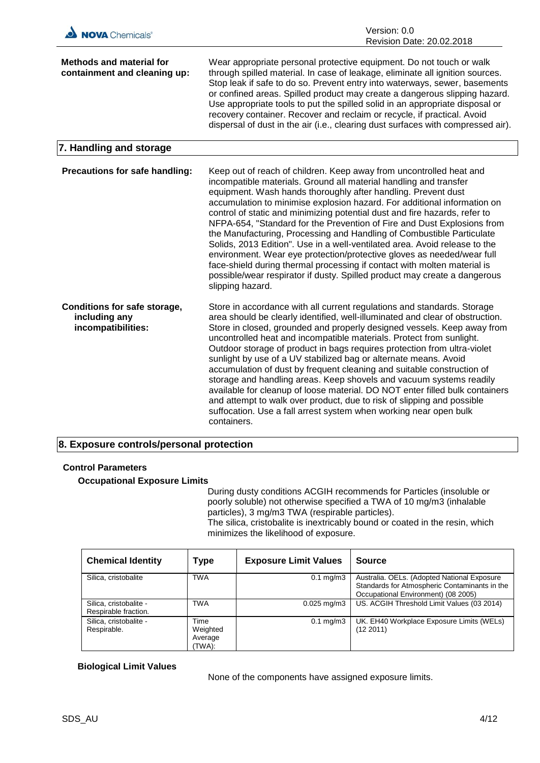**Methods and material for containment and cleaning up:** Wear appropriate personal protective equipment. Do not touch or walk through spilled material. In case of leakage, eliminate all ignition sources. Stop leak if safe to do so. Prevent entry into waterways, sewer, basements or confined areas. Spilled product may create a dangerous slipping hazard. Use appropriate tools to put the spilled solid in an appropriate disposal or recovery container. Recover and reclaim or recycle, if practical. Avoid dispersal of dust in the air (i.e., clearing dust surfaces with compressed air).

## 7. Handling and storage

**Precautions for safe handling:** Keep out of reach of children. Keep away from uncontrolled heat and incompatible materials. Ground all material handling and transfer equipment. Wash hands thoroughly after handling. Prevent dust accumulation to minimise explosion hazard. For additional information on control of static and minimizing potential dust and fire hazards, refer to NFPA-654, "Standard for the Prevention of Fire and Dust Explosions from the Manufacturing, Processing and Handling of Combustible Particulate Solids, 2013 Edition". Use in a well-ventilated area. Avoid release to the environment. Wear eye protection/protective gloves as needed/wear full face-shield during thermal processing if contact with molten material is possible/wear respirator if dusty. Spilled product may create a dangerous slipping hazard.

**Conditions for safe storage, including any incompatibilities:** Store in accordance with all current regulations and standards. Storage area should be clearly identified, well-illuminated and clear of obstruction. Store in closed, grounded and properly designed vessels. Keep away from uncontrolled heat and incompatible materials. Protect from sunlight. Outdoor storage of product in bags requires protection from ultra-violet sunlight by use of a UV stabilized bag or alternate means. Avoid accumulation of dust by frequent cleaning and suitable construction of storage and handling areas. Keep shovels and vacuum systems readily available for cleanup of loose material. DO NOT enter filled bulk containers and attempt to walk over product, due to risk of slipping and possible suffocation. Use a fall arrest system when working near open bulk containers.

## 8. Exposure controls/personal protection

### Control Parameters

#### Occupational Exposure Limits

During dusty conditions ACGIH recommends for Particles (insoluble or poorly soluble) not otherwise specified a TWA of 10 mg/m3 (inhalable particles), 3 mg/m3 TWA (respirable particles).
The silica, cristobalite is inextricably bound or coated in the resin, which minimizes the likelihood of exposure.

| Chemical Identity | Type | Exposure Limit Values | Source |
|---|---|---|---|
| Silica, cristobalite | TWA | 0.1 mg/m3 | Australia. OELs. (Adopted National Exposure Standards for Atmospheric Contaminants in the Occupational Environment) (08 2005) |
| Silica, cristobalite - Respirable fraction. | TWA | 0.025 mg/m3 | US. ACGIH Threshold Limit Values (03 2014) |
| Silica, cristobalite - Respirable. | Time Weighted Average (TWA): | 0.1 mg/m3 | UK. EH40 Workplace Exposure Limits (WELs) (12 2011) |

#### Biological Limit Values

None of the components have assigned exposure limits.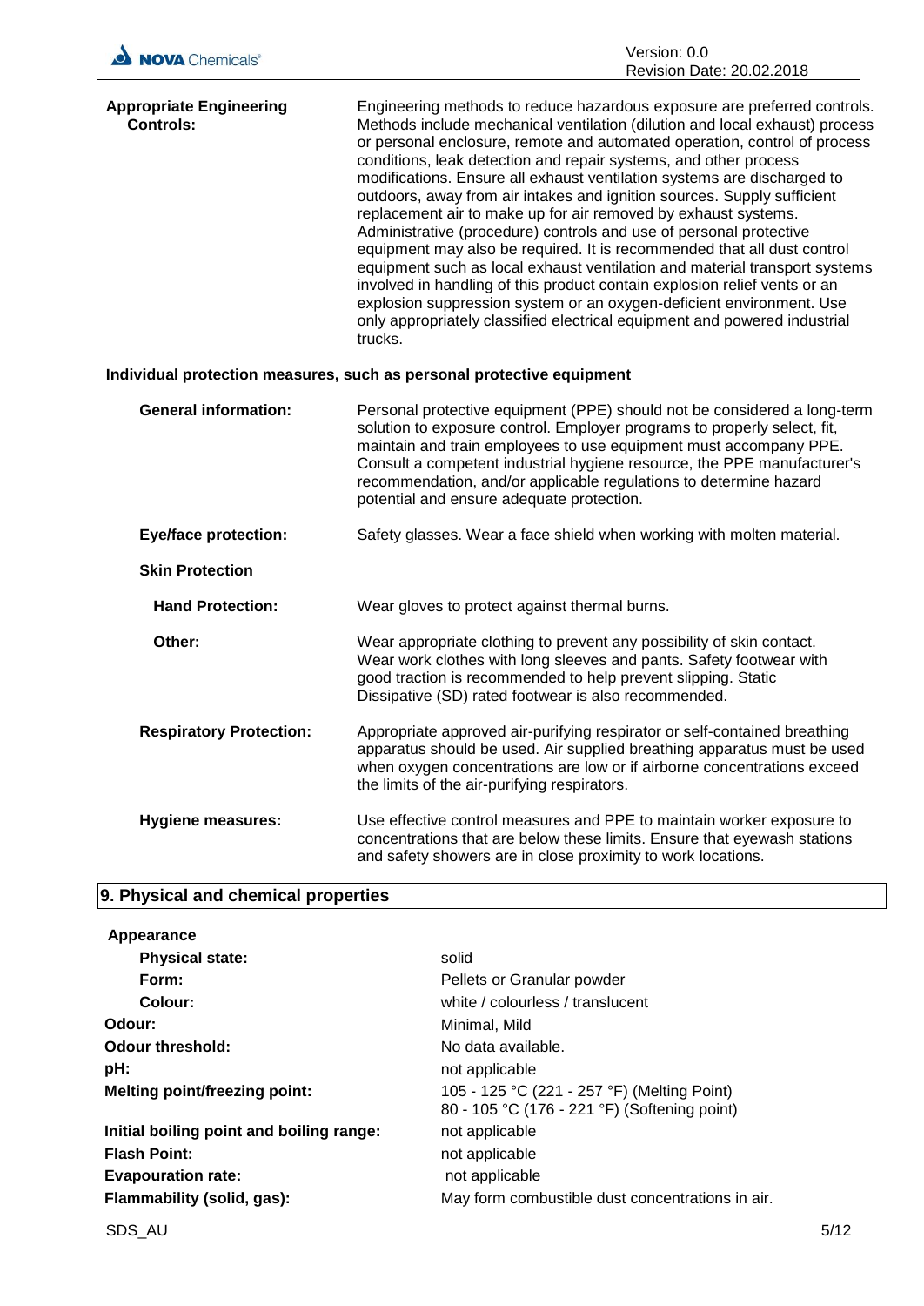**Appropriate Engineering Controls:** Engineering methods to reduce hazardous exposure are preferred controls. Methods include mechanical ventilation (dilution and local exhaust) process or personal enclosure, remote and automated operation, control of process conditions, leak detection and repair systems, and other process modifications. Ensure all exhaust ventilation systems are discharged to outdoors, away from air intakes and ignition sources. Supply sufficient replacement air to make up for air removed by exhaust systems. Administrative (procedure) controls and use of personal protective equipment may also be required. It is recommended that all dust control equipment such as local exhaust ventilation and material transport systems involved in handling of this product contain explosion relief vents or an explosion suppression system or an oxygen-deficient environment. Use only appropriately classified electrical equipment and powered industrial trucks.

**Individual protection measures, such as personal protective equipment**

**General information:** Personal protective equipment (PPE) should not be considered a long-term solution to exposure control. Employer programs to properly select, fit, maintain and train employees to use equipment must accompany PPE. Consult a competent industrial hygiene resource, the PPE manufacturer's recommendation, and/or applicable regulations to determine hazard potential and ensure adequate protection.

**Eye/face protection:** Safety glasses. Wear a face shield when working with molten material.

**Skin Protection**

**Hand Protection:** Wear gloves to protect against thermal burns.

**Other:** Wear appropriate clothing to prevent any possibility of skin contact. Wear work clothes with long sleeves and pants. Safety footwear with good traction is recommended to help prevent slipping. Static Dissipative (SD) rated footwear is also recommended.

**Respiratory Protection:** Appropriate approved air-purifying respirator or self-contained breathing apparatus should be used. Air supplied breathing apparatus must be used when oxygen concentrations are low or if airborne concentrations exceed the limits of the air-purifying respirators.

**Hygiene measures:** Use effective control measures and PPE to maintain worker exposure to concentrations that are below these limits. Ensure that eyewash stations and safety showers are in close proximity to work locations.

## 9. Physical and chemical properties

**Appearance**

| | |
|---|---|
| **Physical state:** | solid |
| **Form:** | Pellets or Granular powder |
| **Colour:** | white / colourless / translucent |
| **Odour:** | Minimal, Mild |
| **Odour threshold:** | No data available. |
| **pH:** | not applicable |
| **Melting point/freezing point:** | 105 - 125 °C (221 - 257 °F) (Melting Point)<br>80 - 105 °C (176 - 221 °F) (Softening point) |
| **Initial boiling point and boiling range:** | not applicable |
| **Flash Point:** | not applicable |
| **Evapouration rate:** | not applicable |
| **Flammability (solid, gas):** | May form combustible dust concentrations in air. |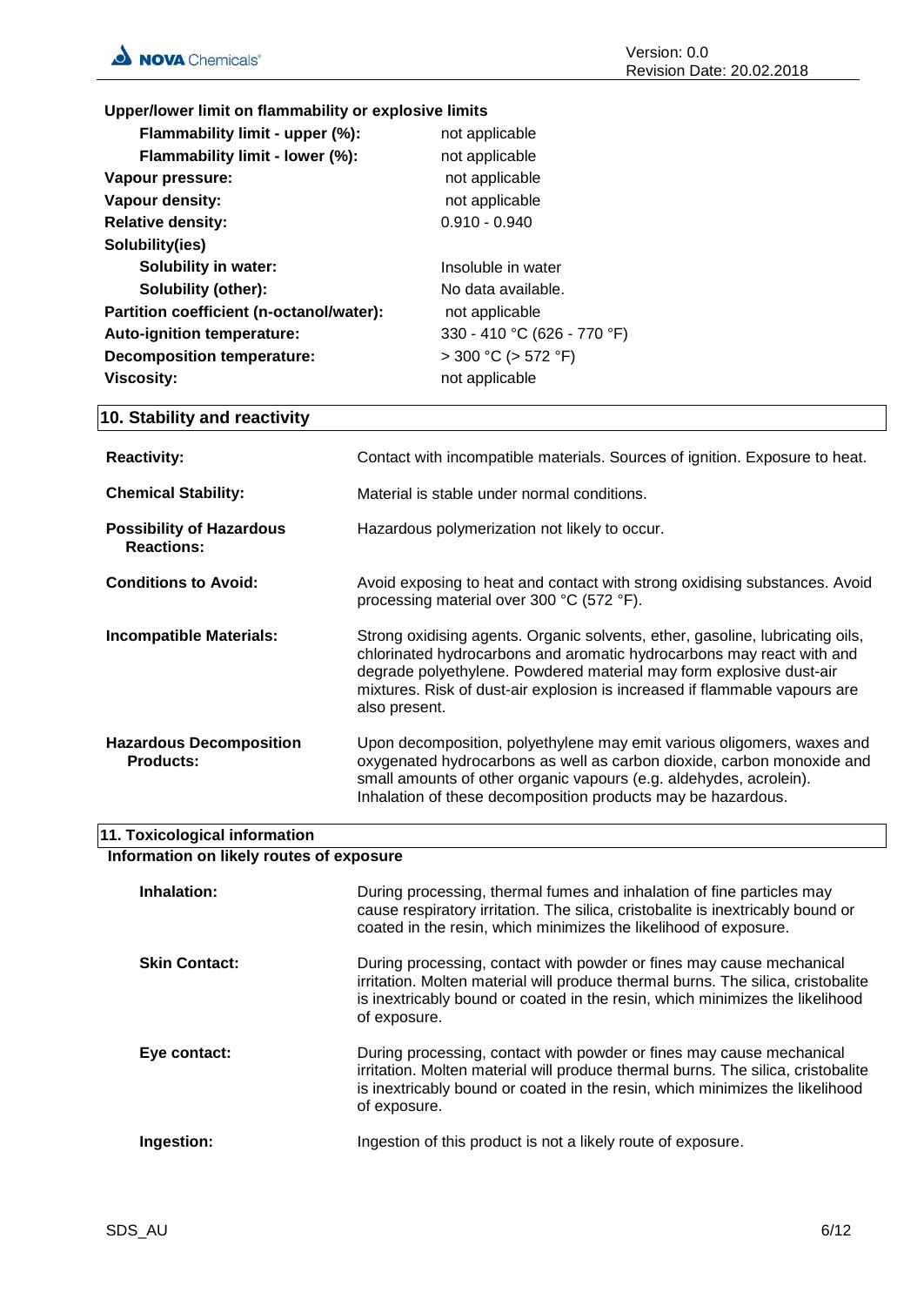**Upper/lower limit on flammability or explosive limits**

| | |
|---|---|
| **Flammability limit - upper (%):** | not applicable |
| **Flammability limit - lower (%):** | not applicable |
| **Vapour pressure:** | not applicable |
| **Vapour density:** | not applicable |
| **Relative density:** | 0.910 - 0.940 |
| **Solubility(ies)** | |
| **Solubility in water:** | Insoluble in water |
| **Solubility (other):** | No data available. |
| **Partition coefficient (n-octanol/water):** | not applicable |
| **Auto-ignition temperature:** | 330 - 410 °C (626 - 770 °F) |
| **Decomposition temperature:** | > 300 °C (> 572 °F) |
| **Viscosity:** | not applicable |

## 10. Stability and reactivity

**Reactivity:** Contact with incompatible materials. Sources of ignition. Exposure to heat.

**Chemical Stability:** Material is stable under normal conditions.

**Possibility of Hazardous Reactions:** Hazardous polymerization not likely to occur.

**Conditions to Avoid:** Avoid exposing to heat and contact with strong oxidising substances. Avoid processing material over 300 °C (572 °F).

**Incompatible Materials:** Strong oxidising agents. Organic solvents, ether, gasoline, lubricating oils, chlorinated hydrocarbons and aromatic hydrocarbons may react with and degrade polyethylene. Powdered material may form explosive dust-air mixtures. Risk of dust-air explosion is increased if flammable vapours are also present.

**Hazardous Decomposition Products:** Upon decomposition, polyethylene may emit various oligomers, waxes and oxygenated hydrocarbons as well as carbon dioxide, carbon monoxide and small amounts of other organic vapours (e.g. aldehydes, acrolein). Inhalation of these decomposition products may be hazardous.

## 11. Toxicological information

**Information on likely routes of exposure**

**Inhalation:** During processing, thermal fumes and inhalation of fine particles may cause respiratory irritation. The silica, cristobalite is inextricably bound or coated in the resin, which minimizes the likelihood of exposure.

**Skin Contact:** During processing, contact with powder or fines may cause mechanical irritation. Molten material will produce thermal burns. The silica, cristobalite is inextricably bound or coated in the resin, which minimizes the likelihood of exposure.

**Eye contact:** During processing, contact with powder or fines may cause mechanical irritation. Molten material will produce thermal burns. The silica, cristobalite is inextricably bound or coated in the resin, which minimizes the likelihood of exposure.

**Ingestion:** Ingestion of this product is not a likely route of exposure.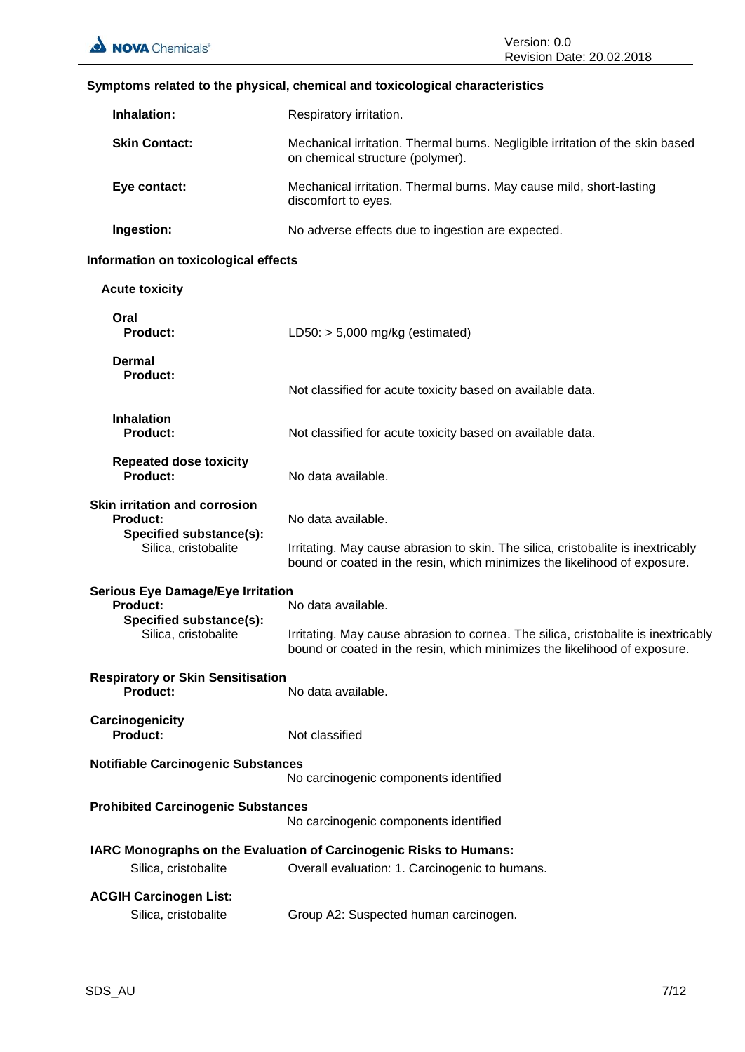**Symptoms related to the physical, chemical and toxicological characteristics**

| | |
|---|---|
| **Inhalation:** | Respiratory irritation. |
| **Skin Contact:** | Mechanical irritation. Thermal burns. Negligible irritation of the skin based on chemical structure (polymer). |
| **Eye contact:** | Mechanical irritation. Thermal burns. May cause mild, short-lasting discomfort to eyes. |
| **Ingestion:** | No adverse effects due to ingestion are expected. |

**Information on toxicological effects**

**Acute toxicity**

**Oral**

| | |
|---|---|
| **Product:** | LD50: > 5,000 mg/kg (estimated) |

**Dermal**

| | |
|---|---|
| **Product:** | Not classified for acute toxicity based on available data. |

**Inhalation**

| | |
|---|---|
| **Product:** | Not classified for acute toxicity based on available data. |

**Repeated dose toxicity**

| | |
|---|---|
| **Product:** | No data available. |

**Skin irritation and corrosion**

| | |
|---|---|
| **Product:** | No data available. |
| **Specified substance(s):** Silica, cristobalite | Irritating. May cause abrasion to skin. The silica, cristobalite is inextricably bound or coated in the resin, which minimizes the likelihood of exposure. |

**Serious Eye Damage/Eye Irritation**

| | |
|---|---|
| **Product:** | No data available. |
| **Specified substance(s):** Silica, cristobalite | Irritating. May cause abrasion to cornea. The silica, cristobalite is inextricably bound or coated in the resin, which minimizes the likelihood of exposure. |

**Respiratory or Skin Sensitisation**

| | |
|---|---|
| **Product:** | No data available. |

**Carcinogenicity**

| | |
|---|---|
| **Product:** | Not classified |

**Notifiable Carcinogenic Substances**

No carcinogenic components identified

**Prohibited Carcinogenic Substances**

No carcinogenic components identified

**IARC Monographs on the Evaluation of Carcinogenic Risks to Humans:**

| | |
|---|---|
| Silica, cristobalite | Overall evaluation: 1. Carcinogenic to humans. |

**ACGIH Carcinogen List:**

| | |
|---|---|
| Silica, cristobalite | Group A2: Suspected human carcinogen. |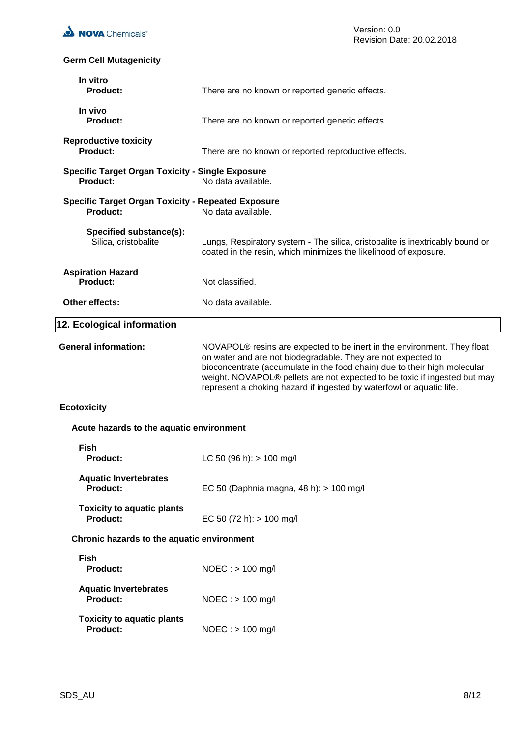**Germ Cell Mutagenicity**

**In vitro**

**Product:** There are no known or reported genetic effects.

**In vivo**

**Product:** There are no known or reported genetic effects.

**Reproductive toxicity**

**Product:** There are no known or reported reproductive effects.

**Specific Target Organ Toxicity - Single Exposure**

**Product:** No data available.

**Specific Target Organ Toxicity - Repeated Exposure**

**Product:** No data available.

**Specified substance(s):**

Silica, cristobalite: Lungs, Respiratory system - The silica, cristobalite is inextricably bound or coated in the resin, which minimizes the likelihood of exposure.

**Aspiration Hazard**

**Product:** Not classified.

**Other effects:** No data available.

## 12. Ecological information

**General information:** NOVAPOL® resins are expected to be inert in the environment. They float on water and are not biodegradable. They are not expected to bioconcentrate (accumulate in the food chain) due to their high molecular weight. NOVAPOL® pellets are not expected to be toxic if ingested but may represent a choking hazard if ingested by waterfowl or aquatic life.

**Ecotoxicity**

**Acute hazards to the aquatic environment**

**Fish**

**Product:** LC 50 (96 h): > 100 mg/l

**Aquatic Invertebrates**

**Product:** EC 50 (Daphnia magna, 48 h): > 100 mg/l

**Toxicity to aquatic plants**

**Product:** EC 50 (72 h): > 100 mg/l

**Chronic hazards to the aquatic environment**

**Fish**

**Product:** NOEC : > 100 mg/l

**Aquatic Invertebrates**

**Product:** NOEC : > 100 mg/l

**Toxicity to aquatic plants**

**Product:** NOEC : > 100 mg/l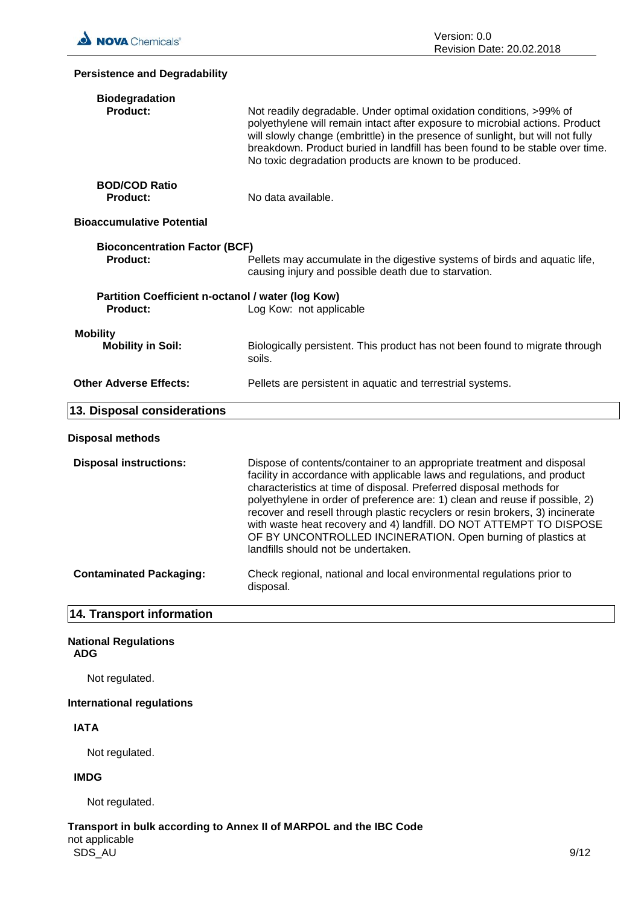**Persistence and Degradability**

**Biodegradation**

**Product:** Not readily degradable. Under optimal oxidation conditions, >99% of polyethylene will remain intact after exposure to microbial actions. Product will slowly change (embrittle) in the presence of sunlight, but will not fully breakdown. Product buried in landfill has been found to be stable over time. No toxic degradation products are known to be produced.

**BOD/COD Ratio**

**Product:** No data available.

**Bioaccumulative Potential**

**Bioconcentration Factor (BCF)**

**Product:** Pellets may accumulate in the digestive systems of birds and aquatic life, causing injury and possible death due to starvation.

**Partition Coefficient n-octanol / water (log Kow)**

**Product:** Log Kow: not applicable

**Mobility**

**Mobility in Soil:** Biologically persistent. This product has not been found to migrate through soils.

**Other Adverse Effects:** Pellets are persistent in aquatic and terrestrial systems.

## 13. Disposal considerations

**Disposal methods**

**Disposal instructions:** Dispose of contents/container to an appropriate treatment and disposal facility in accordance with applicable laws and regulations, and product characteristics at time of disposal. Preferred disposal methods for polyethylene in order of preference are: 1) clean and reuse if possible, 2) recover and resell through plastic recyclers or resin brokers, 3) incinerate with waste heat recovery and 4) landfill. DO NOT ATTEMPT TO DISPOSE OF BY UNCONTROLLED INCINERATION. Open burning of plastics at landfills should not be undertaken.

**Contaminated Packaging:** Check regional, national and local environmental regulations prior to disposal.

## 14. Transport information

**National Regulations**

**ADG**

Not regulated.

**International regulations**

**IATA**

Not regulated.

**IMDG**

Not regulated.

**Transport in bulk according to Annex II of MARPOL and the IBC Code**

not applicable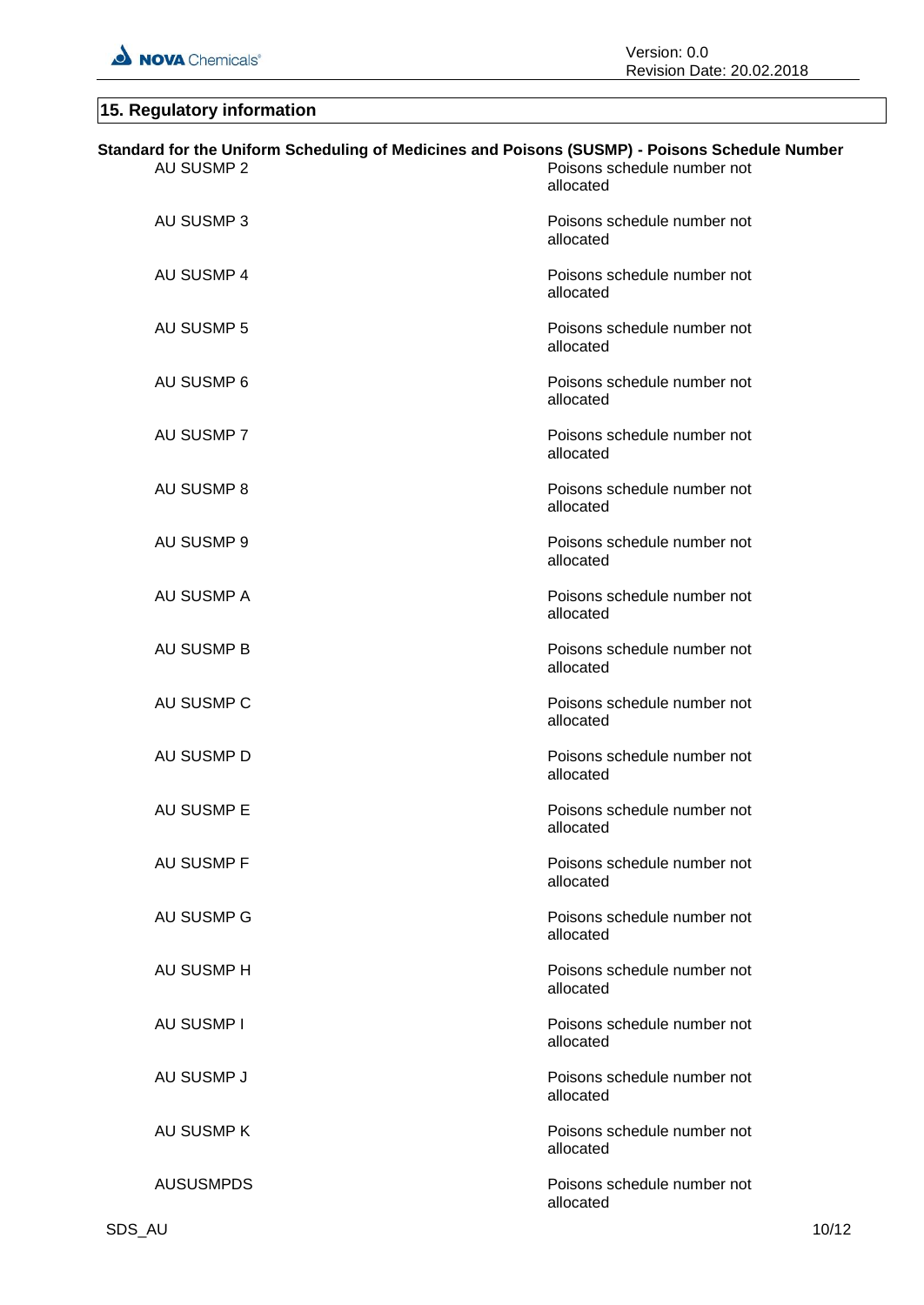## 15. Regulatory information

**Standard for the Uniform Scheduling of Medicines and Poisons (SUSMP) - Poisons Schedule Number**

| | |
|---|---|
| AU SUSMP 2 | Poisons schedule number not allocated |
| AU SUSMP 3 | Poisons schedule number not allocated |
| AU SUSMP 4 | Poisons schedule number not allocated |
| AU SUSMP 5 | Poisons schedule number not allocated |
| AU SUSMP 6 | Poisons schedule number not allocated |
| AU SUSMP 7 | Poisons schedule number not allocated |
| AU SUSMP 8 | Poisons schedule number not allocated |
| AU SUSMP 9 | Poisons schedule number not allocated |
| AU SUSMP A | Poisons schedule number not allocated |
| AU SUSMP B | Poisons schedule number not allocated |
| AU SUSMP C | Poisons schedule number not allocated |
| AU SUSMP D | Poisons schedule number not allocated |
| AU SUSMP E | Poisons schedule number not allocated |
| AU SUSMP F | Poisons schedule number not allocated |
| AU SUSMP G | Poisons schedule number not allocated |
| AU SUSMP H | Poisons schedule number not allocated |
| AU SUSMP I | Poisons schedule number not allocated |
| AU SUSMP J | Poisons schedule number not allocated |
| AU SUSMP K | Poisons schedule number not allocated |
| AUSUSMPDS | Poisons schedule number not allocated |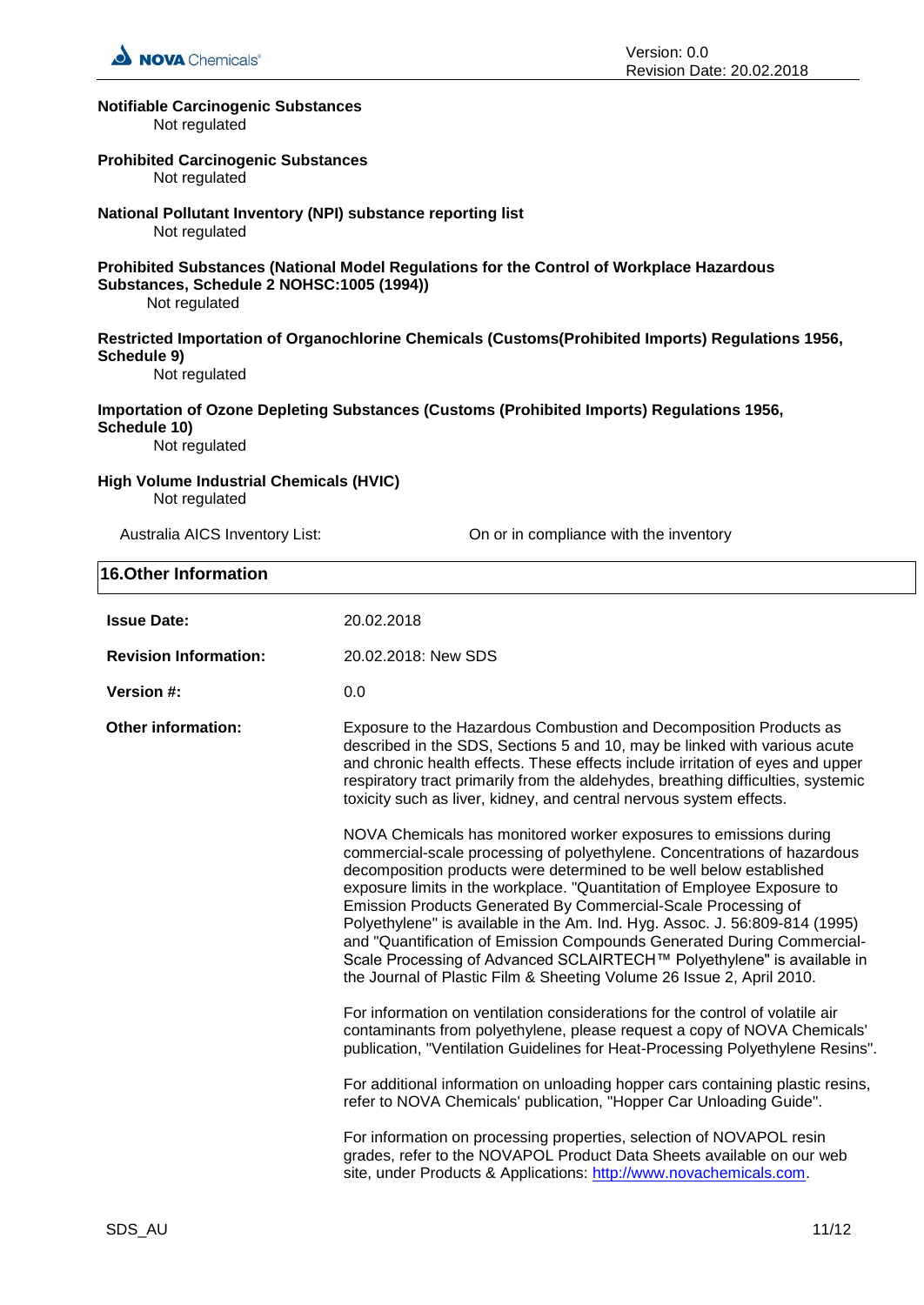**Notifiable Carcinogenic Substances**

Not regulated

**Prohibited Carcinogenic Substances**

Not regulated

**National Pollutant Inventory (NPI) substance reporting list**

Not regulated

**Prohibited Substances (National Model Regulations for the Control of Workplace Hazardous Substances, Schedule 2 NOHSC:1005 (1994))**

Not regulated

**Restricted Importation of Organochlorine Chemicals (Customs(Prohibited Imports) Regulations 1956, Schedule 9)**

Not regulated

**Importation of Ozone Depleting Substances (Customs (Prohibited Imports) Regulations 1956, Schedule 10)**

Not regulated

**High Volume Industrial Chemicals (HVIC)**

Not regulated

Australia AICS Inventory List: On or in compliance with the inventory

## 16.Other Information

**Issue Date:** 20.02.2018

**Revision Information:** 20.02.2018: New SDS

**Version #:** 0.0

**Other information:**

Exposure to the Hazardous Combustion and Decomposition Products as described in the SDS, Sections 5 and 10, may be linked with various acute and chronic health effects. These effects include irritation of eyes and upper respiratory tract primarily from the aldehydes, breathing difficulties, systemic toxicity such as liver, kidney, and central nervous system effects.

NOVA Chemicals has monitored worker exposures to emissions during commercial-scale processing of polyethylene. Concentrations of hazardous decomposition products were determined to be well below established exposure limits in the workplace. "Quantitation of Employee Exposure to Emission Products Generated By Commercial-Scale Processing of Polyethylene" is available in the Am. Ind. Hyg. Assoc. J. 56:809-814 (1995) and "Quantification of Emission Compounds Generated During Commercial-Scale Processing of Advanced SCLAIRTECH™ Polyethylene" is available in the Journal of Plastic Film & Sheeting Volume 26 Issue 2, April 2010.

For information on ventilation considerations for the control of volatile air contaminants from polyethylene, please request a copy of NOVA Chemicals' publication, "Ventilation Guidelines for Heat-Processing Polyethylene Resins".

For additional information on unloading hopper cars containing plastic resins, refer to NOVA Chemicals' publication, "Hopper Car Unloading Guide".

For information on processing properties, selection of NOVAPOL resin grades, refer to the NOVAPOL Product Data Sheets available on our web site, under Products & Applications: http://www.novachemicals.com.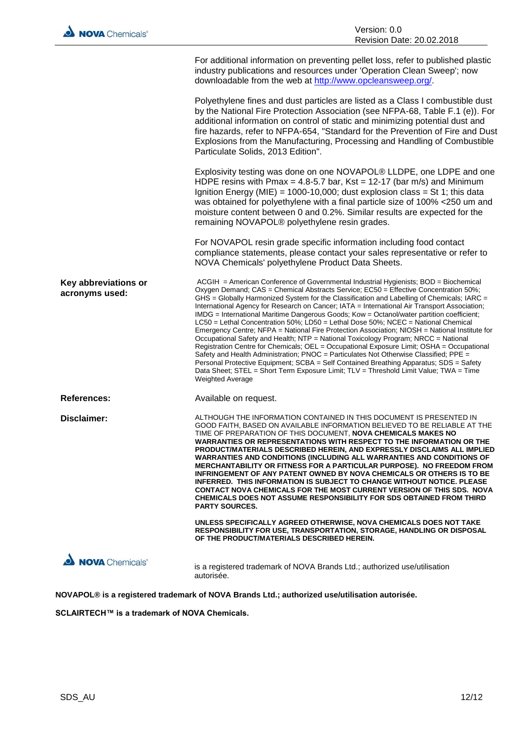For additional information on preventing pellet loss, refer to published plastic industry publications and resources under 'Operation Clean Sweep'; now downloadable from the web at http://www.opcleansweep.org/.

Polyethylene fines and dust particles are listed as a Class I combustible dust by the National Fire Protection Association (see NFPA-68, Table F.1 (e)). For additional information on control of static and minimizing potential dust and fire hazards, refer to NFPA-654, "Standard for the Prevention of Fire and Dust Explosions from the Manufacturing, Processing and Handling of Combustible Particulate Solids, 2013 Edition".

Explosivity testing was done on one NOVAPOL® LLDPE, one LDPE and one HDPE resins with Pmax = 4.8-5.7 bar, Kst = 12-17 (bar m/s) and Minimum Ignition Energy (MIE) = 1000-10,000; dust explosion class = St 1; this data was obtained for polyethylene with a final particle size of 100% <250 um and moisture content between 0 and 0.2%. Similar results are expected for the remaining NOVAPOL® polyethylene resin grades.

For NOVAPOL resin grade specific information including food contact compliance statements, please contact your sales representative or refer to NOVA Chemicals' polyethylene Product Data Sheets.

**Key abbreviations or acronyms used:**

ACGIH = American Conference of Governmental Industrial Hygienists; BOD = Biochemical Oxygen Demand; CAS = Chemical Abstracts Service; EC50 = Effective Concentration 50%; GHS = Globally Harmonized System for the Classification and Labelling of Chemicals; IARC = International Agency for Research on Cancer; IATA = International Air Transport Association; IMDG = International Maritime Dangerous Goods; Kow = Octanol/water partition coefficient; LC50 = Lethal Concentration 50%; LD50 = Lethal Dose 50%; NCEC = National Chemical Emergency Centre; NFPA = National Fire Protection Association; NIOSH = National Institute for Occupational Safety and Health; NTP = National Toxicology Program; NRCC = National Registration Centre for Chemicals; OEL = Occupational Exposure Limit; OSHA = Occupational Safety and Health Administration; PNOC = Particulates Not Otherwise Classified; PPE = Personal Protective Equipment; SCBA = Self Contained Breathing Apparatus; SDS = Safety Data Sheet; STEL = Short Term Exposure Limit; TLV = Threshold Limit Value; TWA = Time Weighted Average

**References:**

Available on request.

**Disclaimer:**

ALTHOUGH THE INFORMATION CONTAINED IN THIS DOCUMENT IS PRESENTED IN GOOD FAITH, BASED ON AVAILABLE INFORMATION BELIEVED TO BE RELIABLE AT THE TIME OF PREPARATION OF THIS DOCUMENT, **NOVA CHEMICALS MAKES NO WARRANTIES OR REPRESENTATIONS WITH RESPECT TO THE INFORMATION OR THE PRODUCT/MATERIALS DESCRIBED HEREIN, AND EXPRESSLY DISCLAIMS ALL IMPLIED WARRANTIES AND CONDITIONS (INCLUDING ALL WARRANTIES AND CONDITIONS OF MERCHANTABILITY OR FITNESS FOR A PARTICULAR PURPOSE). NO FREEDOM FROM INFRINGEMENT OF ANY PATENT OWNED BY NOVA CHEMICALS OR OTHERS IS TO BE INFERRED. THIS INFORMATION IS SUBJECT TO CHANGE WITHOUT NOTICE. PLEASE CONTACT NOVA CHEMICALS FOR THE MOST CURRENT VERSION OF THIS SDS. NOVA CHEMICALS DOES NOT ASSUME RESPONSIBILITY FOR SDS OBTAINED FROM THIRD PARTY SOURCES.**

**UNLESS SPECIFICALLY AGREED OTHERWISE, NOVA CHEMICALS DOES NOT TAKE RESPONSIBILITY FOR USE, TRANSPORTATION, STORAGE, HANDLING OR DISPOSAL OF THE PRODUCT/MATERIALS DESCRIBED HEREIN.**

NOVA Chemicals® is a registered trademark of NOVA Brands Ltd.; authorized use/utilisation autorisée.

**NOVAPOL® is a registered trademark of NOVA Brands Ltd.; authorized use/utilisation autorisée.**

**SCLAIRTECH™ is a trademark of NOVA Chemicals.**